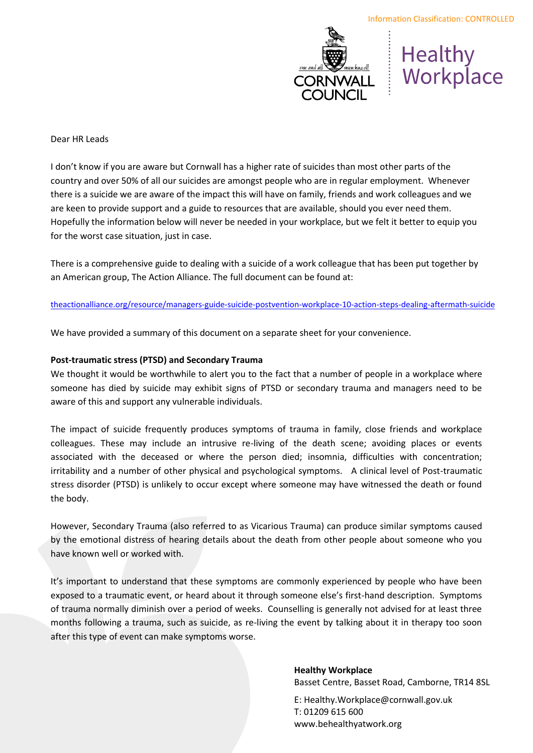Information Classification: CONTROLLED

CORNWALL COUNCIL | Healthy Workplace

Dear HR Leads

I don't know if you are aware but Cornwall has a higher rate of suicides than most other parts of the country and over 50% of all our suicides are amongst people who are in regular employment. Whenever there is a suicide we are aware of the impact this will have on family, friends and work colleagues and we are keen to provide support and a guide to resources that are available, should you ever need them. Hopefully the information below will never be needed in your workplace, but we felt it better to equip you for the worst case situation, just in case.

There is a comprehensive guide to dealing with a suicide of a work colleague that has been put together by an American group, The Action Alliance. The full document can be found at:

theactionalliance.org/resource/managers-guide-suicide-postvention-workplace-10-action-steps-dealing-aftermath-suicide

We have provided a summary of this document on a separate sheet for your convenience.

**Post-traumatic stress (PTSD) and Secondary Trauma**

We thought it would be worthwhile to alert you to the fact that a number of people in a workplace where someone has died by suicide may exhibit signs of PTSD or secondary trauma and managers need to be aware of this and support any vulnerable individuals.

The impact of suicide frequently produces symptoms of trauma in family, close friends and workplace colleagues. These may include an intrusive re-living of the death scene; avoiding places or events associated with the deceased or where the person died; insomnia, difficulties with concentration; irritability and a number of other physical and psychological symptoms. A clinical level of Post-traumatic stress disorder (PTSD) is unlikely to occur except where someone may have witnessed the death or found the body.

However, Secondary Trauma (also referred to as Vicarious Trauma) can produce similar symptoms caused by the emotional distress of hearing details about the death from other people about someone who you have known well or worked with.

It's important to understand that these symptoms are commonly experienced by people who have been exposed to a traumatic event, or heard about it through someone else's first-hand description. Symptoms of trauma normally diminish over a period of weeks. Counselling is generally not advised for at least three months following a trauma, such as suicide, as re-living the event by talking about it in therapy too soon after this type of event can make symptoms worse.

**Healthy Workplace**
Basset Centre, Basset Road, Camborne, TR14 8SL

E: Healthy.Workplace@cornwall.gov.uk
T: 01209 615 600
www.behealthyatwork.org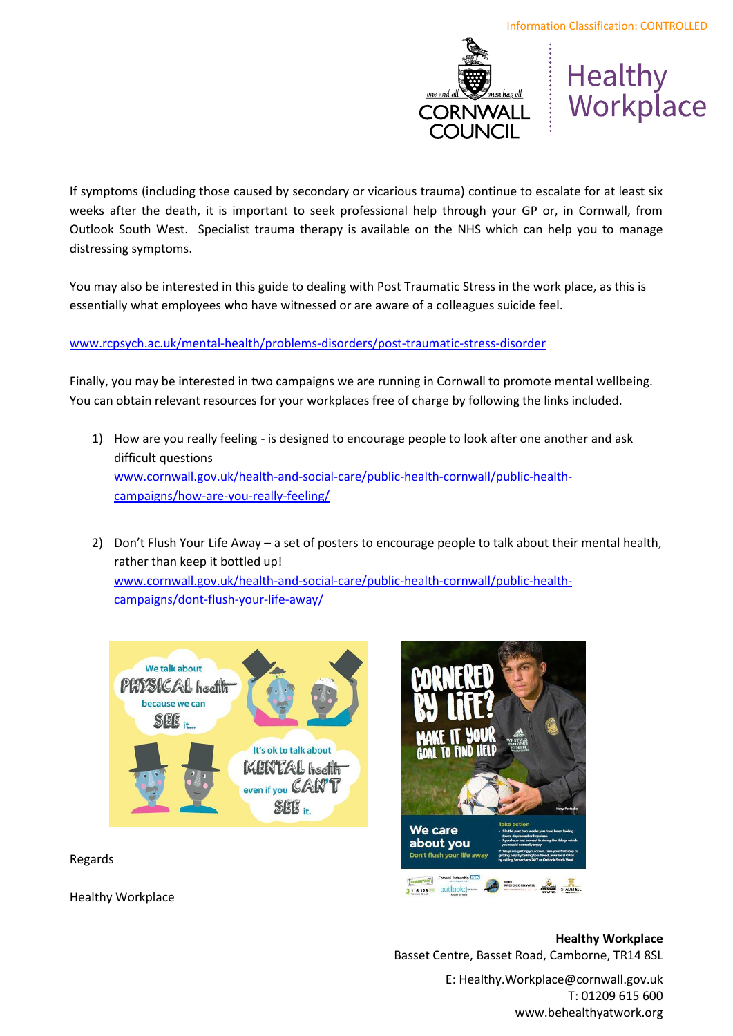If symptoms (including those caused by secondary or vicarious trauma) continue to escalate for at least six weeks after the death, it is important to seek professional help through your GP or, in Cornwall, from Outlook South West. Specialist trauma therapy is available on the NHS which can help you to manage distressing symptoms.

You may also be interested in this guide to dealing with Post Traumatic Stress in the work place, as this is essentially what employees who have witnessed or are aware of a colleagues suicide feel.

www.rcpsych.ac.uk/mental-health/problems-disorders/post-traumatic-stress-disorder

Finally, you may be interested in two campaigns we are running in Cornwall to promote mental wellbeing. You can obtain relevant resources for your workplaces free of charge by following the links included.

1) How are you really feeling - is designed to encourage people to look after one another and ask difficult questions
   www.cornwall.gov.uk/health-and-social-care/public-health-cornwall/public-health-campaigns/how-are-you-really-feeling/

2) Don't Flush Your Life Away – a set of posters to encourage people to talk about their mental health, rather than keep it bottled up!
   www.cornwall.gov.uk/health-and-social-care/public-health-cornwall/public-health-campaigns/dont-flush-your-life-away/

Regards

Healthy Workplace

**Healthy Workplace**
Basset Centre, Basset Road, Camborne, TR14 8SL

E: Healthy.Workplace@cornwall.gov.uk
T: 01209 615 600
www.behealthyatwork.org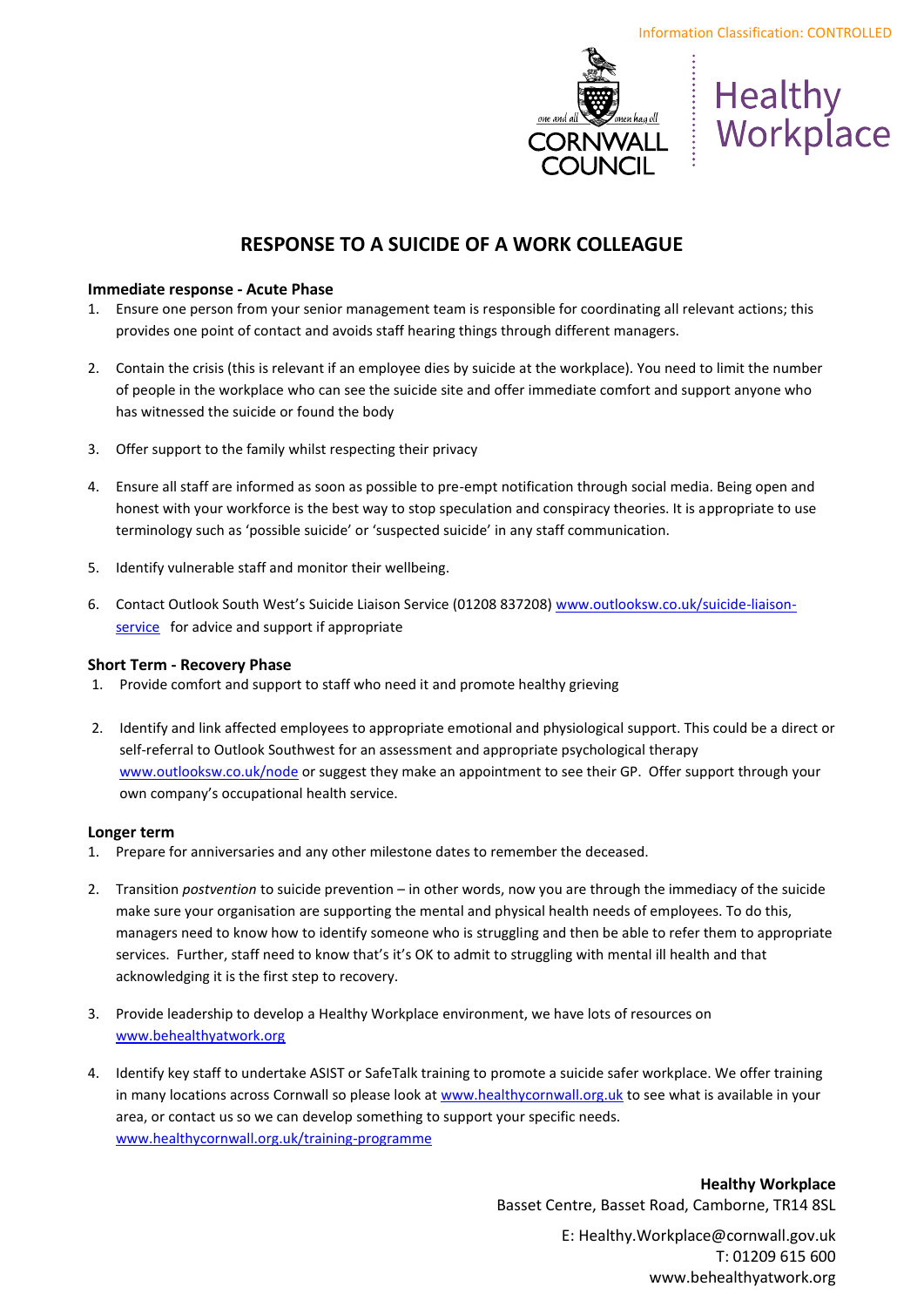Information Classification: CONTROLLED

# RESPONSE TO A SUICIDE OF A WORK COLLEAGUE

**Immediate response - Acute Phase**

1. Ensure one person from your senior management team is responsible for coordinating all relevant actions; this provides one point of contact and avoids staff hearing things through different managers.

2. Contain the crisis (this is relevant if an employee dies by suicide at the workplace). You need to limit the number of people in the workplace who can see the suicide site and offer immediate comfort and support anyone who has witnessed the suicide or found the body

3. Offer support to the family whilst respecting their privacy

4. Ensure all staff are informed as soon as possible to pre-empt notification through social media. Being open and honest with your workforce is the best way to stop speculation and conspiracy theories. It is appropriate to use terminology such as 'possible suicide' or 'suspected suicide' in any staff communication.

5. Identify vulnerable staff and monitor their wellbeing.

6. Contact Outlook South West's Suicide Liaison Service (01208 837208) www.outlooksw.co.uk/suicide-liaison-service for advice and support if appropriate

**Short Term - Recovery Phase**

1. Provide comfort and support to staff who need it and promote healthy grieving

2. Identify and link affected employees to appropriate emotional and physiological support. This could be a direct or self-referral to Outlook Southwest for an assessment and appropriate psychological therapy www.outlooksw.co.uk/node or suggest they make an appointment to see their GP. Offer support through your own company's occupational health service.

**Longer term**

1. Prepare for anniversaries and any other milestone dates to remember the deceased.

2. Transition *postvention* to suicide prevention – in other words, now you are through the immediacy of the suicide make sure your organisation are supporting the mental and physical health needs of employees. To do this, managers need to know how to identify someone who is struggling and then be able to refer them to appropriate services. Further, staff need to know that's it's OK to admit to struggling with mental ill health and that acknowledging it is the first step to recovery.

3. Provide leadership to develop a Healthy Workplace environment, we have lots of resources on www.behealthyatwork.org

4. Identify key staff to undertake ASIST or SafeTalk training to promote a suicide safer workplace. We offer training in many locations across Cornwall so please look at www.healthycornwall.org.uk to see what is available in your area, or contact us so we can develop something to support your specific needs. www.healthycornwall.org.uk/training-programme

**Healthy Workplace**
Basset Centre, Basset Road, Camborne, TR14 8SL

E: Healthy.Workplace@cornwall.gov.uk
T: 01209 615 600
www.behealthyatwork.org